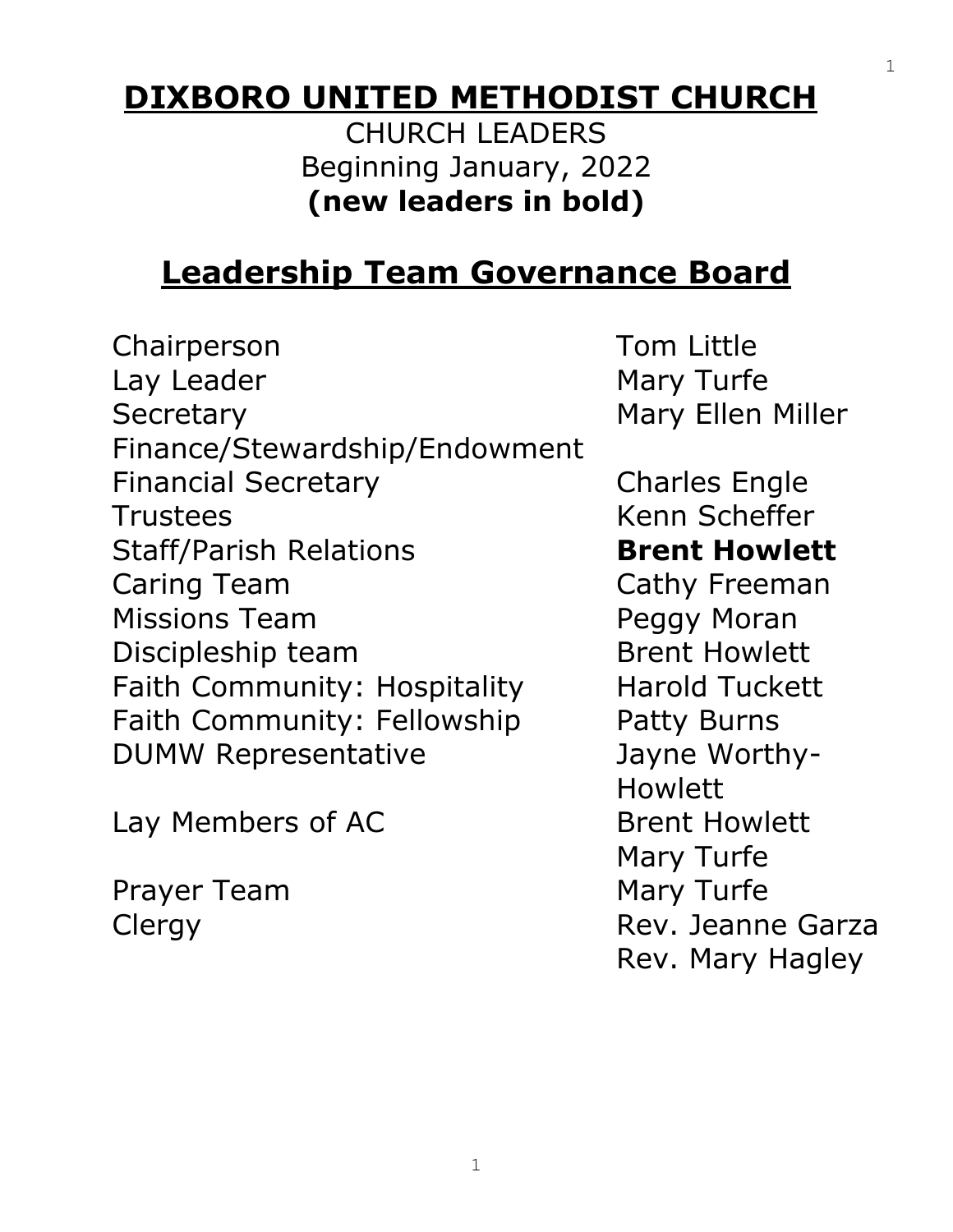# DIXBORO UNITED METHODIST CHURCH

CHURCH LEADERS
Beginning January, 2022
**(new leaders in bold)**

## Leadership Team Governance Board

| Role | Name |
|---|---|
| Chairperson | Tom Little |
| Lay Leader | Mary Turfe |
| Secretary | Mary Ellen Miller |
| Finance/Stewardship/Endowment | |
| Financial Secretary | Charles Engle |
| Trustees | Kenn Scheffer |
| Staff/Parish Relations | **Brent Howlett** |
| Caring Team | Cathy Freeman |
| Missions Team | Peggy Moran |
| Discipleship team | Brent Howlett |
| Faith Community: Hospitality | Harold Tuckett |
| Faith Community: Fellowship | Patty Burns |
| DUMW Representative | Jayne Worthy-Howlett |
| Lay Members of AC | Brent Howlett<br>Mary Turfe |
| Prayer Team | Mary Turfe |
| Clergy | Rev. Jeanne Garza<br>Rev. Mary Hagley |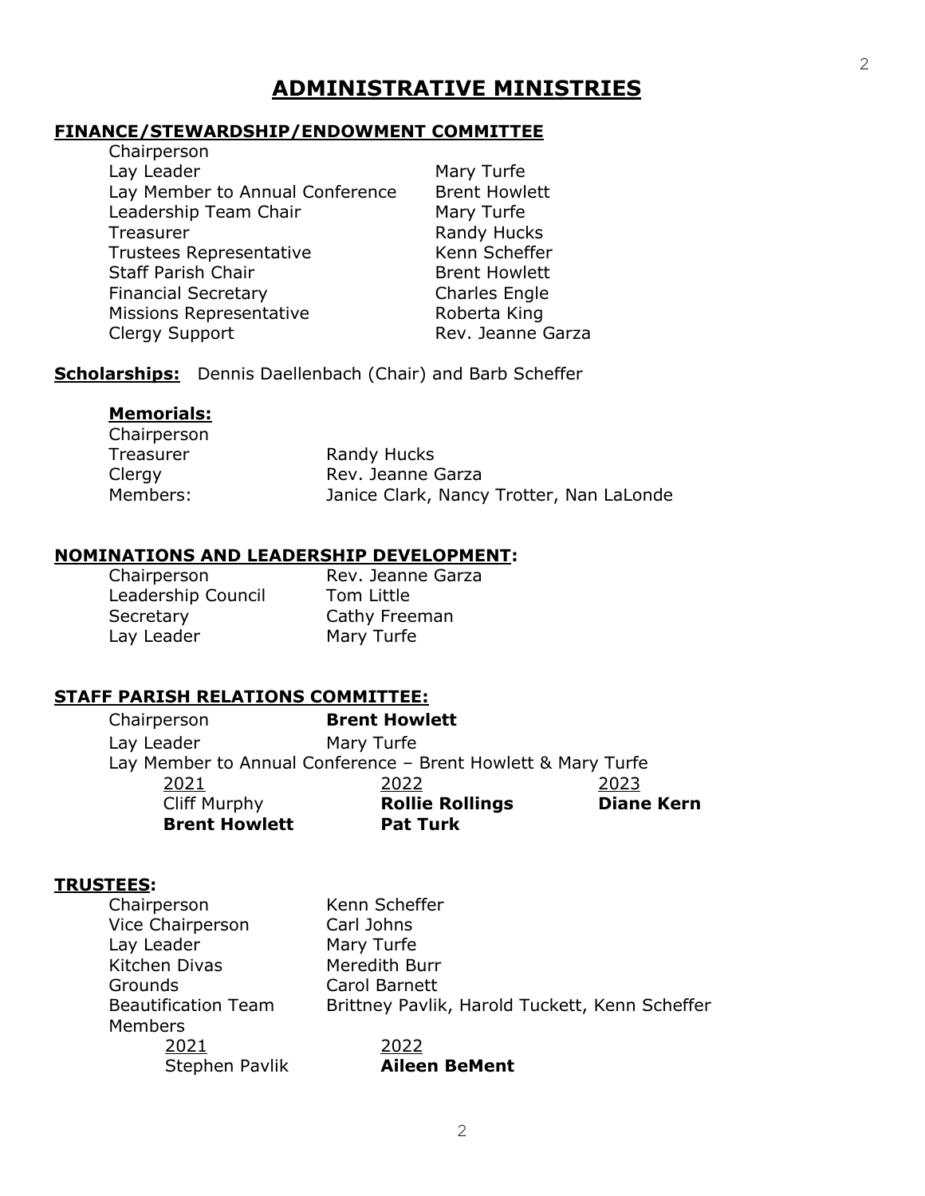# ADMINISTRATIVE MINISTRIES

## FINANCE/STEWARDSHIP/ENDOWMENT COMMITTEE

| | |
|---|---|
| Chairperson | |
| Lay Leader | Mary Turfe |
| Lay Member to Annual Conference | Brent Howlett |
| Leadership Team Chair | Mary Turfe |
| Treasurer | Randy Hucks |
| Trustees Representative | Kenn Scheffer |
| Staff Parish Chair | Brent Howlett |
| Financial Secretary | Charles Engle |
| Missions Representative | Roberta King |
| Clergy Support | Rev. Jeanne Garza |

**Scholarships:** Dennis Daellenbach (Chair) and Barb Scheffer

### Memorials:

| | |
|---|---|
| Chairperson | |
| Treasurer | Randy Hucks |
| Clergy | Rev. Jeanne Garza |
| Members: | Janice Clark, Nancy Trotter, Nan LaLonde |

## NOMINATIONS AND LEADERSHIP DEVELOPMENT:

| | |
|---|---|
| Chairperson | Rev. Jeanne Garza |
| Leadership Council | Tom Little |
| Secretary | Cathy Freeman |
| Lay Leader | Mary Turfe |

## STAFF PARISH RELATIONS COMMITTEE:

Chairperson **Brent Howlett**

Lay Leader Mary Turfe

Lay Member to Annual Conference – Brent Howlett & Mary Turfe

| 2021 | 2022 | 2023 |
|---|---|---|
| Cliff Murphy | **Rollie Rollings** | **Diane Kern** |
| **Brent Howlett** | **Pat Turk** | |

## TRUSTEES:

| | |
|---|---|
| Chairperson | Kenn Scheffer |
| Vice Chairperson | Carl Johns |
| Lay Leader | Mary Turfe |
| Kitchen Divas | Meredith Burr |
| Grounds | Carol Barnett |
| Beautification Team | Brittney Pavlik, Harold Tuckett, Kenn Scheffer |

Members

| 2021 | 2022 |
|---|---|
| Stephen Pavlik | **Aileen BeMent** |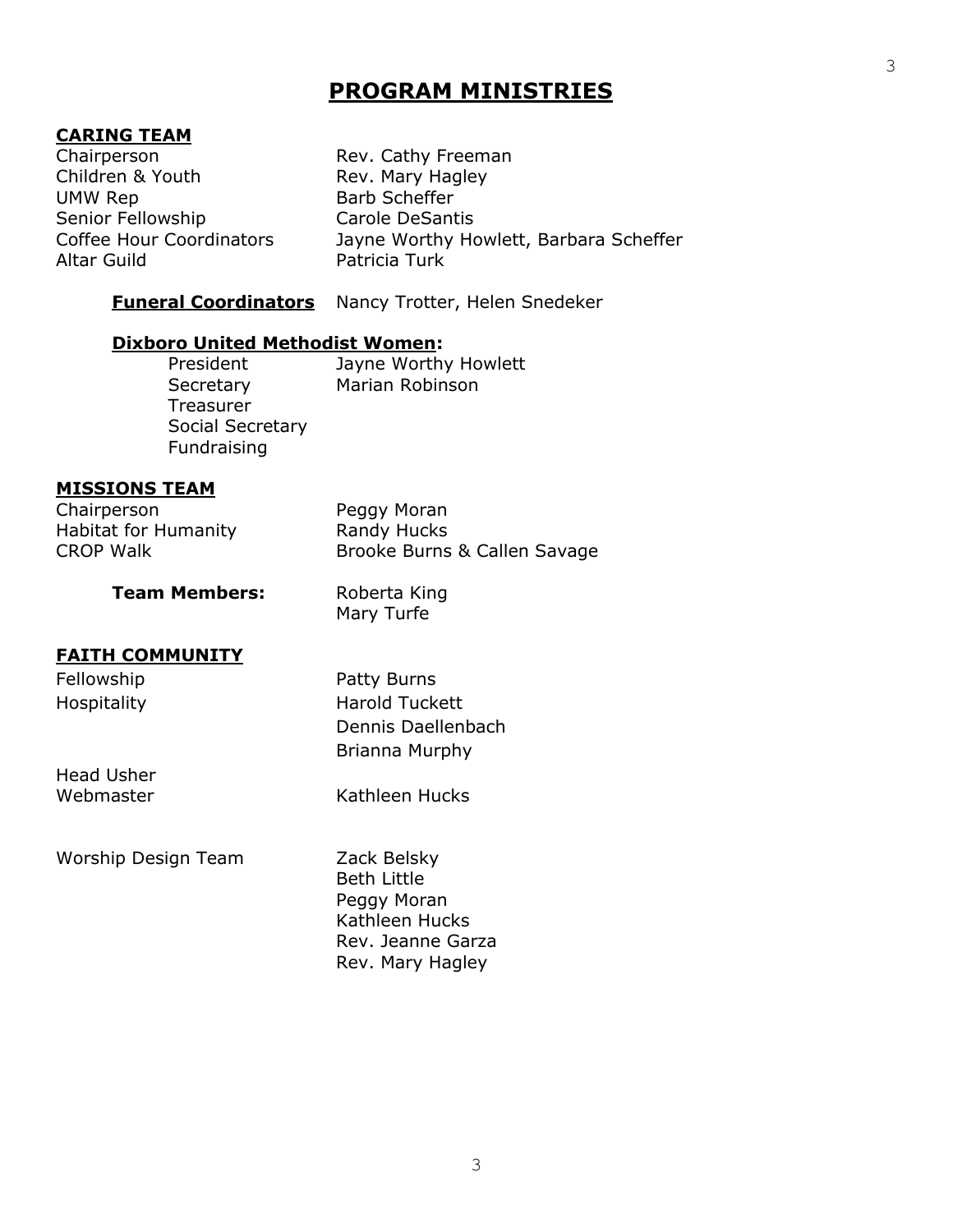# PROGRAM MINISTRIES

## CARING TEAM

| | |
|---|---|
| Chairperson | Rev. Cathy Freeman |
| Children & Youth | Rev. Mary Hagley |
| UMW Rep | Barb Scheffer |
| Senior Fellowship | Carole DeSantis |
| Coffee Hour Coordinators | Jayne Worthy Howlett, Barbara Scheffer |
| Altar Guild | Patricia Turk |

**Funeral Coordinators** Nancy Trotter, Helen Snedeker

**Dixboro United Methodist Women:**

| | |
|---|---|
| President | Jayne Worthy Howlett |
| Secretary | Marian Robinson |
| Treasurer | |
| Social Secretary | |
| Fundraising | |

## MISSIONS TEAM

| | |
|---|---|
| Chairperson | Peggy Moran |
| Habitat for Humanity | Randy Hucks |
| CROP Walk | Brooke Burns & Callen Savage |

**Team Members:** Roberta King
Mary Turfe

## FAITH COMMUNITY

| | |
|---|---|
| Fellowship | Patty Burns |
| Hospitality | Harold Tuckett |
| | Dennis Daellenbach |
| | Brianna Murphy |
| Head Usher | |
| Webmaster | Kathleen Hucks |

Worship Design Team
- Zack Belsky
- Beth Little
- Peggy Moran
- Kathleen Hucks
- Rev. Jeanne Garza
- Rev. Mary Hagley